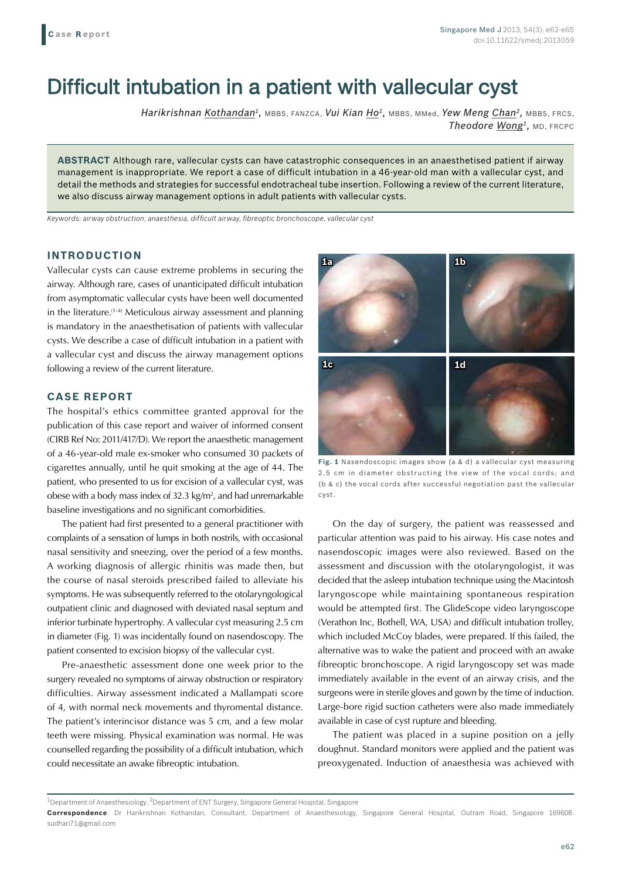Case Report

# Difficult intubation in a patient with vallecular cyst

*Harikrishnan Kothandan*[1], MBBS, FANZCA, *Vui Kian Ho*[1], MBBS, MMed, *Yew Meng Chan*[2], MBBS, FRCS, *Theodore Wong*[1], MD, FRCPC

**ABSTRACT** Although rare, vallecular cysts can have catastrophic consequences in an anaesthetised patient if airway management is inappropriate. We report a case of difficult intubation in a 46-year-old man with a vallecular cyst, and detail the methods and strategies for successful endotracheal tube insertion. Following a review of the current literature, we also discuss airway management options in adult patients with vallecular cysts.

*Keywords: airway obstruction, anaesthesia, difficult airway, fibreoptic bronchoscope, vallecular cyst*

## INTRODUCTION

Vallecular cysts can cause extreme problems in securing the airway. Although rare, cases of unanticipated difficult intubation from asymptomatic vallecular cysts have been well documented in the literature.[1-4] Meticulous airway assessment and planning is mandatory in the anaesthetisation of patients with vallecular cysts. We describe a case of difficult intubation in a patient with a vallecular cyst and discuss the airway management options following a review of the current literature.

## CASE REPORT

The hospital's ethics committee granted approval for the publication of this case report and waiver of informed consent (CIRB Ref No: 2011/417/D). We report the anaesthetic management of a 46-year-old male ex-smoker who consumed 30 packets of cigarettes annually, until he quit smoking at the age of 44. The patient, who presented to us for excision of a vallecular cyst, was obese with a body mass index of 32.3 kg/m$^2$, and had unremarkable baseline investigations and no significant comorbidities.

The patient had first presented to a general practitioner with complaints of a sensation of lumps in both nostrils, with occasional nasal sensitivity and sneezing, over the period of a few months. A working diagnosis of allergic rhinitis was made then, but the course of nasal steroids prescribed failed to alleviate his symptoms. He was subsequently referred to the otolaryngological outpatient clinic and diagnosed with deviated nasal septum and inferior turbinate hypertrophy. A vallecular cyst measuring 2.5 cm in diameter (Fig. 1) was incidentally found on nasendoscopy. The patient consented to excision biopsy of the vallecular cyst.

Pre-anaesthetic assessment done one week prior to the surgery revealed no symptoms of airway obstruction or respiratory difficulties. Airway assessment indicated a Mallampati score of 4, with normal neck movements and thyromental distance. The patient's interincisor distance was 5 cm, and a few molar teeth were missing. Physical examination was normal. He was counselled regarding the possibility of a difficult intubation, which could necessitate an awake fibreoptic intubation.

**Fig. 1** Nasendoscopic images show (a & d) a vallecular cyst measuring 2.5 cm in diameter obstructing the view of the vocal cords; and (b & c) the vocal cords after successful negotiation past the vallecular cyst.

On the day of surgery, the patient was reassessed and particular attention was paid to his airway. His case notes and nasendoscopic images were also reviewed. Based on the assessment and discussion with the otolaryngologist, it was decided that the asleep intubation technique using the Macintosh laryngoscope while maintaining spontaneous respiration would be attempted first. The GlideScope video laryngoscope (Verathon Inc, Bothell, WA, USA) and difficult intubation trolley, which included McCoy blades, were prepared. If this failed, the alternative was to wake the patient and proceed with an awake fibreoptic bronchoscope. A rigid laryngoscopy set was made immediately available in the event of an airway crisis, and the surgeons were in sterile gloves and gown by the time of induction. Large-bore rigid suction catheters were also made immediately available in case of cyst rupture and bleeding.

The patient was placed in a supine position on a jelly doughnut. Standard monitors were applied and the patient was preoxygenated. Induction of anaesthesia was achieved with

[1]Department of Anaesthesiology, [2]Department of ENT Surgery, Singapore General Hospital, Singapore

**Correspondence**: Dr Harikrishnan Kothandan, Consultant, Department of Anaesthesiology, Singapore General Hospital, Outram Road, Singapore 169608. sudhari71@gmail.com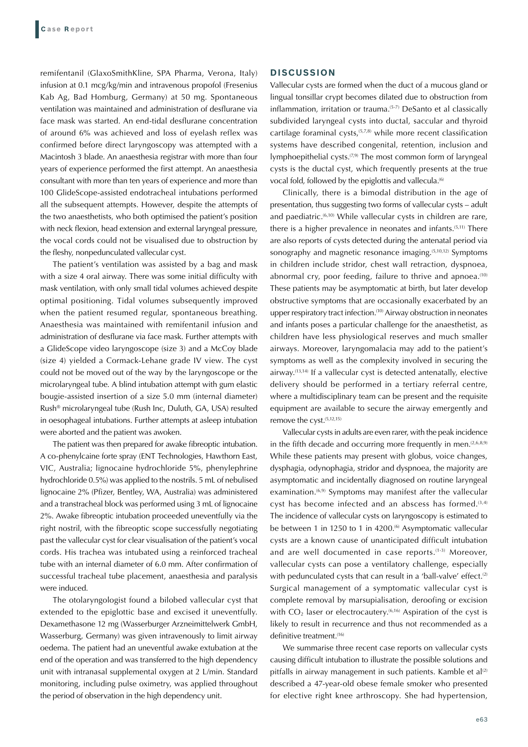remifentanil (GlaxoSmithKline, SPA Pharma, Verona, Italy) infusion at 0.1 mcg/kg/min and intravenous propofol (Fresenius Kab Ag, Bad Homburg, Germany) at 50 mg. Spontaneous ventilation was maintained and administration of desflurane via face mask was started. An end-tidal desflurane concentration of around 6% was achieved and loss of eyelash reflex was confirmed before direct laryngoscopy was attempted with a Macintosh 3 blade. An anaesthesia registrar with more than four years of experience performed the first attempt. An anaesthesia consultant with more than ten years of experience and more than 100 GlideScope-assisted endotracheal intubations performed all the subsequent attempts. However, despite the attempts of the two anaesthetists, who both optimised the patient's position with neck flexion, head extension and external laryngeal pressure, the vocal cords could not be visualised due to obstruction by the fleshy, nonpedunculated vallecular cyst.

The patient's ventilation was assisted by a bag and mask with a size 4 oral airway. There was some initial difficulty with mask ventilation, with only small tidal volumes achieved despite optimal positioning. Tidal volumes subsequently improved when the patient resumed regular, spontaneous breathing. Anaesthesia was maintained with remifentanil infusion and administration of desflurane via face mask. Further attempts with a GlideScope video laryngoscope (size 3) and a McCoy blade (size 4) yielded a Cormack-Lehane grade IV view. The cyst could not be moved out of the way by the laryngoscope or the microlaryngeal tube. A blind intubation attempt with gum elastic bougie-assisted insertion of a size 5.0 mm (internal diameter) Rush® microlaryngeal tube (Rush Inc, Duluth, GA, USA) resulted in oesophageal intubations. Further attempts at asleep intubation were aborted and the patient was awoken.

The patient was then prepared for awake fibreoptic intubation. A co-phenylcaine forte spray (ENT Technologies, Hawthorn East, VIC, Australia; lignocaine hydrochloride 5%, phenylephrine hydrochloride 0.5%) was applied to the nostrils. 5 mL of nebulised lignocaine 2% (Pfizer, Bentley, WA, Australia) was administered and a transtracheal block was performed using 3 mL of lignocaine 2%. Awake fibreoptic intubation proceeded uneventfully via the right nostril, with the fibreoptic scope successfully negotiating past the vallecular cyst for clear visualisation of the patient's vocal cords. His trachea was intubated using a reinforced tracheal tube with an internal diameter of 6.0 mm. After confirmation of successful tracheal tube placement, anaesthesia and paralysis were induced.

The otolaryngologist found a bilobed vallecular cyst that extended to the epiglottic base and excised it uneventfully. Dexamethasone 12 mg (Wasserburger Arzneimittelwerk GmbH, Wasserburg, Germany) was given intravenously to limit airway oedema. The patient had an uneventful awake extubation at the end of the operation and was transferred to the high dependency unit with intranasal supplemental oxygen at 2 L/min. Standard monitoring, including pulse oximetry, was applied throughout the period of observation in the high dependency unit.

## DISCUSSION

Vallecular cysts are formed when the duct of a mucous gland or lingual tonsillar crypt becomes dilated due to obstruction from inflammation, irritation or trauma.[5-7] DeSanto et al classically subdivided laryngeal cysts into ductal, saccular and thyroid cartilage foraminal cysts,[5,7,8] while more recent classification systems have described congenital, retention, inclusion and lymphoepithelial cysts.[7,9] The most common form of laryngeal cysts is the ductal cyst, which frequently presents at the true vocal fold, followed by the epiglottis and vallecula.[6]

Clinically, there is a bimodal distribution in the age of presentation, thus suggesting two forms of vallecular cysts – adult and paediatric.[6,10] While vallecular cysts in children are rare, there is a higher prevalence in neonates and infants.[5,11] There are also reports of cysts detected during the antenatal period via sonography and magnetic resonance imaging.[5,10,12] Symptoms in children include stridor, chest wall retraction, dyspnoea, abnormal cry, poor feeding, failure to thrive and apnoea.[10] These patients may be asymptomatic at birth, but later develop obstructive symptoms that are occasionally exacerbated by an upper respiratory tract infection.[10] Airway obstruction in neonates and infants poses a particular challenge for the anaesthetist, as children have less physiological reserves and much smaller airways. Moreover, laryngomalacia may add to the patient's symptoms as well as the complexity involved in securing the airway.[13,14] If a vallecular cyst is detected antenatally, elective delivery should be performed in a tertiary referral centre, where a multidisciplinary team can be present and the requisite equipment are available to secure the airway emergently and remove the cyst.[5,12,15]

Vallecular cysts in adults are even rarer, with the peak incidence in the fifth decade and occurring more frequently in men.[2,6,8,9] While these patients may present with globus, voice changes, dysphagia, odynophagia, stridor and dyspnoea, the majority are asymptomatic and incidentally diagnosed on routine laryngeal examination.[6,9] Symptoms may manifest after the vallecular cyst has become infected and an abscess has formed.[3,4] The incidence of vallecular cysts on laryngoscopy is estimated to be between 1 in 1250 to 1 in 4200.[6] Asymptomatic vallecular cysts are a known cause of unanticipated difficult intubation and are well documented in case reports.[1-3] Moreover, vallecular cysts can pose a ventilatory challenge, especially with pedunculated cysts that can result in a 'ball-valve' effect.[2] Surgical management of a symptomatic vallecular cyst is complete removal by marsupialisation, deroofing or excision with $CO_2$ laser or electrocautery.[6,16] Aspiration of the cyst is likely to result in recurrence and thus not recommended as a definitive treatment.[16]

We summarise three recent case reports on vallecular cysts causing difficult intubation to illustrate the possible solutions and pitfalls in airway management in such patients. Kamble et al[2] described a 47-year-old obese female smoker who presented for elective right knee arthroscopy. She had hypertension,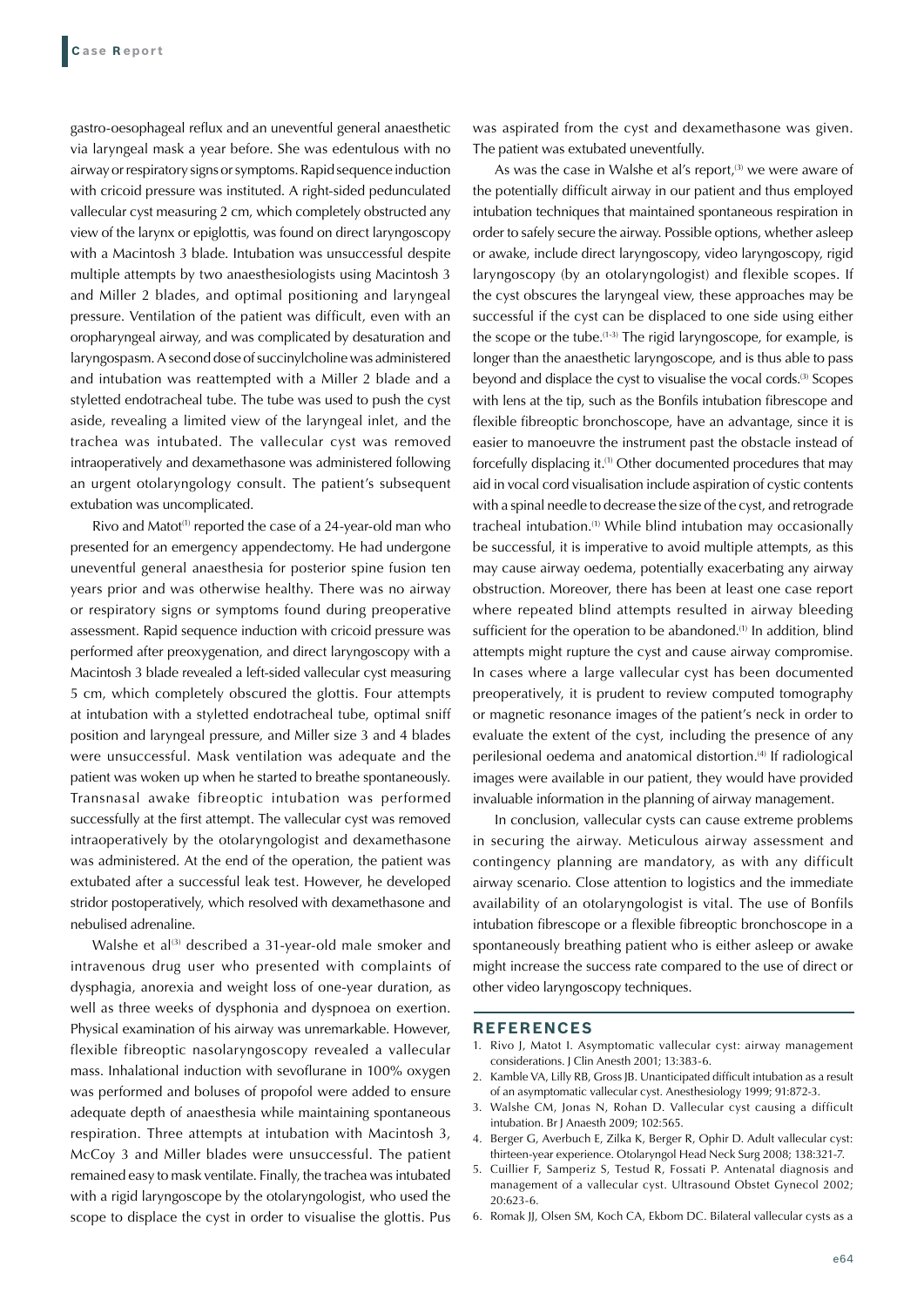gastro-oesophageal reflux and an uneventful general anaesthetic via laryngeal mask a year before. She was edentulous with no airway or respiratory signs or symptoms. Rapid sequence induction with cricoid pressure was instituted. A right-sided pedunculated vallecular cyst measuring 2 cm, which completely obstructed any view of the larynx or epiglottis, was found on direct laryngoscopy with a Macintosh 3 blade. Intubation was unsuccessful despite multiple attempts by two anaesthesiologists using Macintosh 3 and Miller 2 blades, and optimal positioning and laryngeal pressure. Ventilation of the patient was difficult, even with an oropharyngeal airway, and was complicated by desaturation and laryngospasm. A second dose of succinylcholine was administered and intubation was reattempted with a Miller 2 blade and a styletted endotracheal tube. The tube was used to push the cyst aside, revealing a limited view of the laryngeal inlet, and the trachea was intubated. The vallecular cyst was removed intraoperatively and dexamethasone was administered following an urgent otolaryngology consult. The patient's subsequent extubation was uncomplicated.

Rivo and Matot[1] reported the case of a 24-year-old man who presented for an emergency appendectomy. He had undergone uneventful general anaesthesia for posterior spine fusion ten years prior and was otherwise healthy. There was no airway or respiratory signs or symptoms found during preoperative assessment. Rapid sequence induction with cricoid pressure was performed after preoxygenation, and direct laryngoscopy with a Macintosh 3 blade revealed a left-sided vallecular cyst measuring 5 cm, which completely obscured the glottis. Four attempts at intubation with a styletted endotracheal tube, optimal sniff position and laryngeal pressure, and Miller size 3 and 4 blades were unsuccessful. Mask ventilation was adequate and the patient was woken up when he started to breathe spontaneously. Transnasal awake fibreoptic intubation was performed successfully at the first attempt. The vallecular cyst was removed intraoperatively by the otolaryngologist and dexamethasone was administered. At the end of the operation, the patient was extubated after a successful leak test. However, he developed stridor postoperatively, which resolved with dexamethasone and nebulised adrenaline.

Walshe et al[3] described a 31-year-old male smoker and intravenous drug user who presented with complaints of dysphagia, anorexia and weight loss of one-year duration, as well as three weeks of dysphonia and dyspnoea on exertion. Physical examination of his airway was unremarkable. However, flexible fibreoptic nasolaryngoscopy revealed a vallecular mass. Inhalational induction with sevoflurane in 100% oxygen was performed and boluses of propofol were added to ensure adequate depth of anaesthesia while maintaining spontaneous respiration. Three attempts at intubation with Macintosh 3, McCoy 3 and Miller blades were unsuccessful. The patient remained easy to mask ventilate. Finally, the trachea was intubated with a rigid laryngoscope by the otolaryngologist, who used the scope to displace the cyst in order to visualise the glottis. Pus was aspirated from the cyst and dexamethasone was given. The patient was extubated uneventfully.

As was the case in Walshe et al's report,[3] we were aware of the potentially difficult airway in our patient and thus employed intubation techniques that maintained spontaneous respiration in order to safely secure the airway. Possible options, whether asleep or awake, include direct laryngoscopy, video laryngoscopy, rigid laryngoscopy (by an otolaryngologist) and flexible scopes. If the cyst obscures the laryngeal view, these approaches may be successful if the cyst can be displaced to one side using either the scope or the tube.[1-3] The rigid laryngoscope, for example, is longer than the anaesthetic laryngoscope, and is thus able to pass beyond and displace the cyst to visualise the vocal cords.[3] Scopes with lens at the tip, such as the Bonfils intubation fibrescope and flexible fibreoptic bronchoscope, have an advantage, since it is easier to manoeuvre the instrument past the obstacle instead of forcefully displacing it.[1] Other documented procedures that may aid in vocal cord visualisation include aspiration of cystic contents with a spinal needle to decrease the size of the cyst, and retrograde tracheal intubation.[1] While blind intubation may occasionally be successful, it is imperative to avoid multiple attempts, as this may cause airway oedema, potentially exacerbating any airway obstruction. Moreover, there has been at least one case report where repeated blind attempts resulted in airway bleeding sufficient for the operation to be abandoned.[1] In addition, blind attempts might rupture the cyst and cause airway compromise. In cases where a large vallecular cyst has been documented preoperatively, it is prudent to review computed tomography or magnetic resonance images of the patient's neck in order to evaluate the extent of the cyst, including the presence of any perilesional oedema and anatomical distortion.[4] If radiological images were available in our patient, they would have provided invaluable information in the planning of airway management.

In conclusion, vallecular cysts can cause extreme problems in securing the airway. Meticulous airway assessment and contingency planning are mandatory, as with any difficult airway scenario. Close attention to logistics and the immediate availability of an otolaryngologist is vital. The use of Bonfils intubation fibrescope or a flexible fibreoptic bronchoscope in a spontaneously breathing patient who is either asleep or awake might increase the success rate compared to the use of direct or other video laryngoscopy techniques.

## REFERENCES

1. Rivo J, Matot I. Asymptomatic vallecular cyst: airway management considerations. J Clin Anesth 2001; 13:383-6.
2. Kamble VA, Lilly RB, Gross JB. Unanticipated difficult intubation as a result of an asymptomatic vallecular cyst. Anesthesiology 1999; 91:872-3.
3. Walshe CM, Jonas N, Rohan D. Vallecular cyst causing a difficult intubation. Br J Anaesth 2009; 102:565.
4. Berger G, Averbuch E, Zilka K, Berger R, Ophir D. Adult vallecular cyst: thirteen-year experience. Otolaryngol Head Neck Surg 2008; 138:321-7.
5. Cuillier F, Samperiz S, Testud R, Fossati P. Antenatal diagnosis and management of a vallecular cyst. Ultrasound Obstet Gynecol 2002; 20:623-6.
6. Romak JJ, Olsen SM, Koch CA, Ekbom DC. Bilateral vallecular cysts as a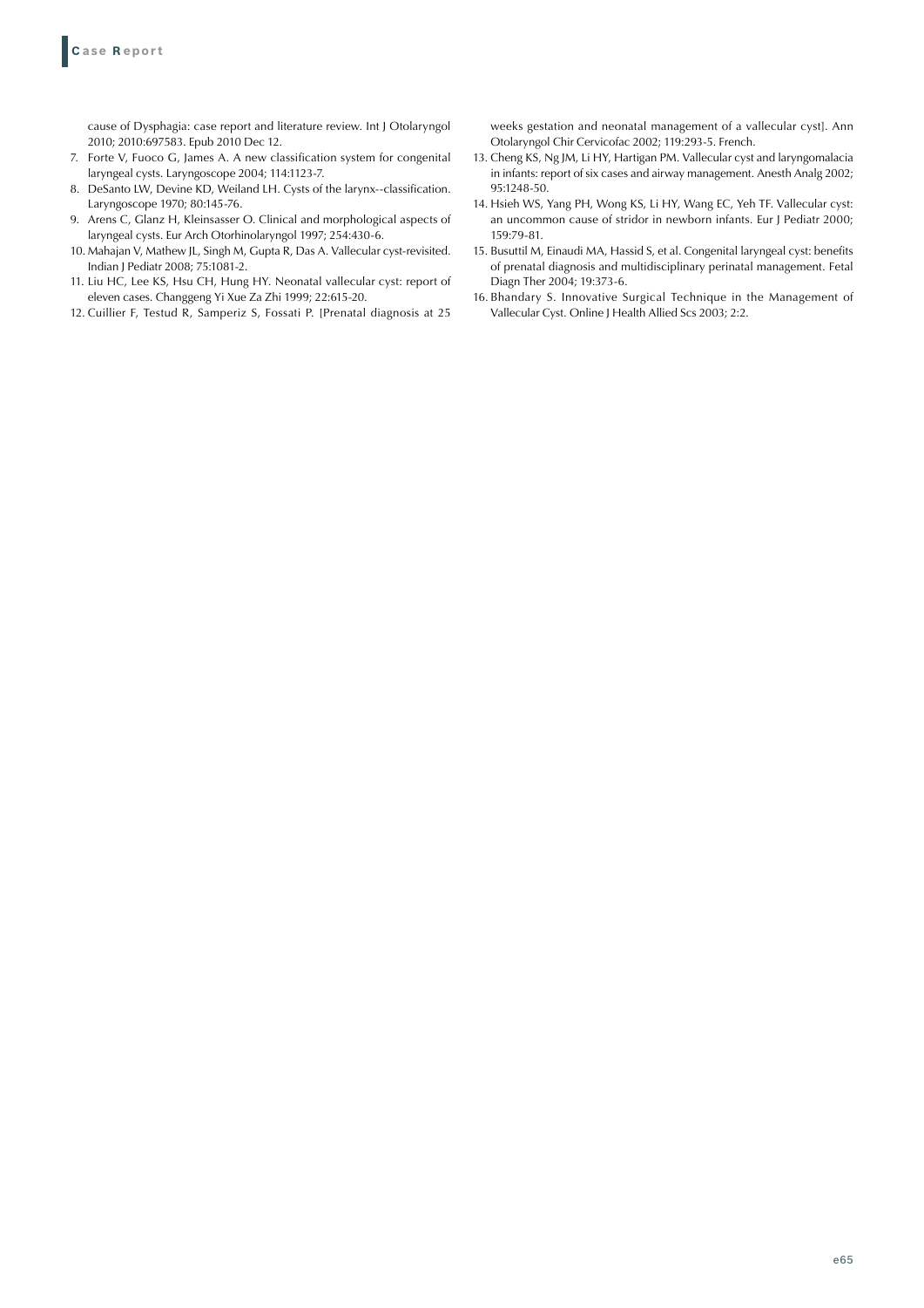cause of Dysphagia: case report and literature review. Int J Otolaryngol 2010; 2010:697583. Epub 2010 Dec 12.

7. Forte V, Fuoco G, James A. A new classification system for congenital laryngeal cysts. Laryngoscope 2004; 114:1123-7.
8. DeSanto LW, Devine KD, Weiland LH. Cysts of the larynx--classification. Laryngoscope 1970; 80:145-76.
9. Arens C, Glanz H, Kleinsasser O. Clinical and morphological aspects of laryngeal cysts. Eur Arch Otorhinolaryngol 1997; 254:430-6.
10. Mahajan V, Mathew JL, Singh M, Gupta R, Das A. Vallecular cyst-revisited. Indian J Pediatr 2008; 75:1081-2.
11. Liu HC, Lee KS, Hsu CH, Hung HY. Neonatal vallecular cyst: report of eleven cases. Changgeng Yi Xue Za Zhi 1999; 22:615-20.
12. Cuillier F, Testud R, Samperiz S, Fossati P. [Prenatal diagnosis at 25 weeks gestation and neonatal management of a vallecular cyst]. Ann Otolaryngol Chir Cervicofac 2002; 119:293-5. French.
13. Cheng KS, Ng JM, Li HY, Hartigan PM. Vallecular cyst and laryngomalacia in infants: report of six cases and airway management. Anesth Analg 2002; 95:1248-50.
14. Hsieh WS, Yang PH, Wong KS, Li HY, Wang EC, Yeh TF. Vallecular cyst: an uncommon cause of stridor in newborn infants. Eur J Pediatr 2000; 159:79-81.
15. Busuttil M, Einaudi MA, Hassid S, et al. Congenital laryngeal cyst: benefits of prenatal diagnosis and multidisciplinary perinatal management. Fetal Diagn Ther 2004; 19:373-6.
16. Bhandary S. Innovative Surgical Technique in the Management of Vallecular Cyst. Online J Health Allied Scs 2003; 2:2.